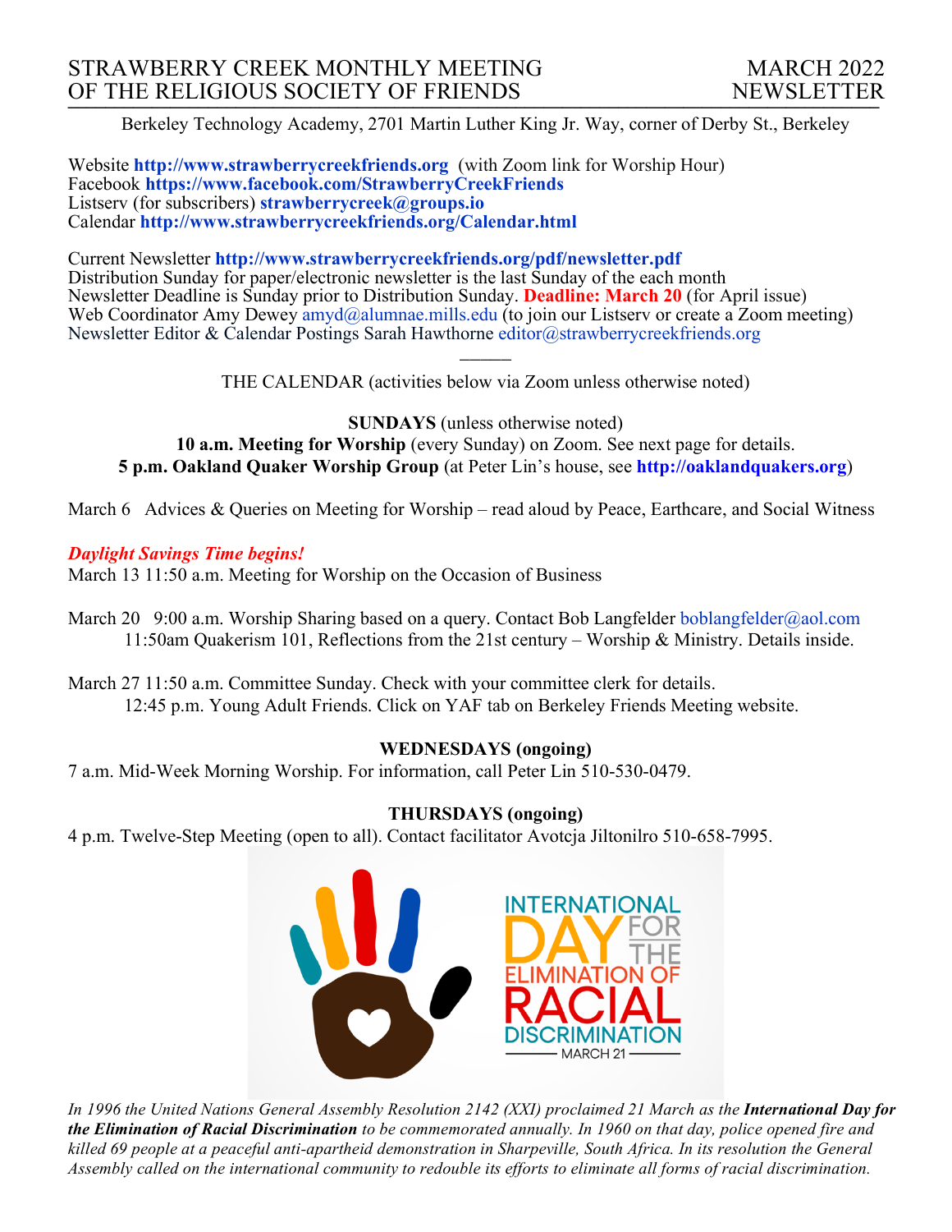# STRAWBERRY CREEK MONTHLY MEETING OF THE RELIGIOUS SOCIETY OF FRIENDS

**MARCH 2022 NEWSLETTER**

Berkeley Technology Academy, 2701 Martin Luther King Jr. Way, corner of Derby St., Berkeley

Website **http://www.strawberrycreekfriends.org** (with Zoom link for Worship Hour)
Facebook **https://www.facebook.com/StrawberryCreekFriends**
Listserv (for subscribers) **strawberrycreek@groups.io**
Calendar **http://www.strawberrycreekfriends.org/Calendar.html**

Current Newsletter **http://www.strawberrycreekfriends.org/pdf/newsletter.pdf**
Distribution Sunday for paper/electronic newsletter is the last Sunday of the each month
Newsletter Deadline is Sunday prior to Distribution Sunday. **Deadline: March 20** (for April issue)
Web Coordinator Amy Dewey amyd@alumnae.mills.edu (to join our Listserv or create a Zoom meeting)
Newsletter Editor & Calendar Postings Sarah Hawthorne editor@strawberrycreekfriends.org

———

THE CALENDAR (activities below via Zoom unless otherwise noted)

**SUNDAYS** (unless otherwise noted)
**10 a.m. Meeting for Worship** (every Sunday) on Zoom. See next page for details.
**5 p.m. Oakland Quaker Worship Group** (at Peter Lin's house, see **http://oaklandquakers.org**)

March 6 Advices & Queries on Meeting for Worship – read aloud by Peace, Earthcare, and Social Witness

***Daylight Savings Time begins!***
March 13 11:50 a.m. Meeting for Worship on the Occasion of Business

March 20 9:00 a.m. Worship Sharing based on a query. Contact Bob Langfelder boblangfelder@aol.com
11:50am Quakerism 101, Reflections from the 21st century – Worship & Ministry. Details inside.

March 27 11:50 a.m. Committee Sunday. Check with your committee clerk for details.
12:45 p.m. Young Adult Friends. Click on YAF tab on Berkeley Friends Meeting website.

**WEDNESDAYS (ongoing)**
7 a.m. Mid-Week Morning Worship. For information, call Peter Lin 510-530-0479.

**THURSDAYS (ongoing)**
4 p.m. Twelve-Step Meeting (open to all). Contact facilitator Avotcja Jiltonilro 510-658-7995.

*In 1996 the United Nations General Assembly Resolution 2142 (XXI) proclaimed 21 March as the **International Day for the Elimination of Racial Discrimination** to be commemorated annually. In 1960 on that day, police opened fire and killed 69 people at a peaceful anti-apartheid demonstration in Sharpeville, South Africa. In its resolution the General Assembly called on the international community to redouble its efforts to eliminate all forms of racial discrimination.*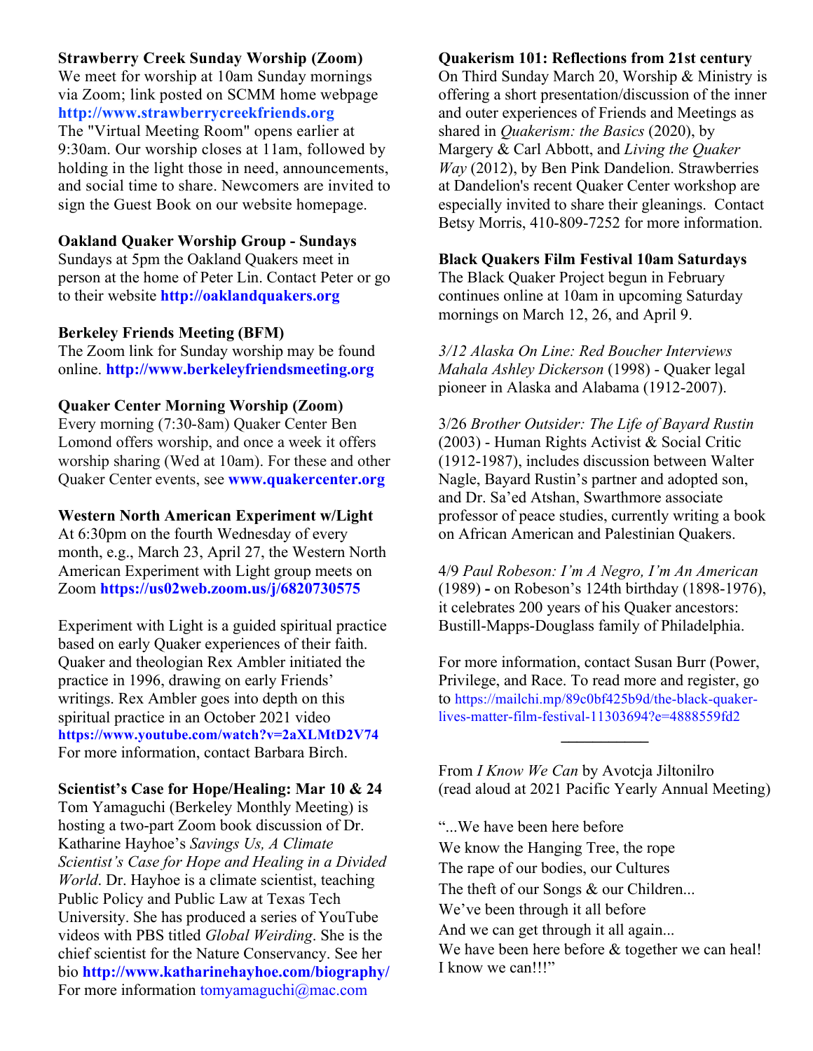**Strawberry Creek Sunday Worship (Zoom)**
We meet for worship at 10am Sunday mornings via Zoom; link posted on SCMM home webpage **http://www.strawberrycreekfriends.org**
The "Virtual Meeting Room" opens earlier at 9:30am. Our worship closes at 11am, followed by holding in the light those in need, announcements, and social time to share. Newcomers are invited to sign the Guest Book on our website homepage.

**Oakland Quaker Worship Group - Sundays**
Sundays at 5pm the Oakland Quakers meet in person at the home of Peter Lin. Contact Peter or go to their website **http://oaklandquakers.org**

**Berkeley Friends Meeting (BFM)**
The Zoom link for Sunday worship may be found online. **http://www.berkeleyfriendsmeeting.org**

**Quaker Center Morning Worship (Zoom)**
Every morning (7:30-8am) Quaker Center Ben Lomond offers worship, and once a week it offers worship sharing (Wed at 10am). For these and other Quaker Center events, see **www.quakercenter.org**

**Western North American Experiment w/Light**
At 6:30pm on the fourth Wednesday of every month, e.g., March 23, April 27, the Western North American Experiment with Light group meets on Zoom **https://us02web.zoom.us/j/6820730575**

Experiment with Light is a guided spiritual practice based on early Quaker experiences of their faith. Quaker and theologian Rex Ambler initiated the practice in 1996, drawing on early Friends' writings. Rex Ambler goes into depth on this spiritual practice in an October 2021 video **https://www.youtube.com/watch?v=2aXLMtD2V74**
For more information, contact Barbara Birch.

**Scientist's Case for Hope/Healing: Mar 10 & 24**
Tom Yamaguchi (Berkeley Monthly Meeting) is hosting a two-part Zoom book discussion of Dr. Katharine Hayhoe's *Savings Us, A Climate Scientist's Case for Hope and Healing in a Divided World*. Dr. Hayhoe is a climate scientist, teaching Public Policy and Public Law at Texas Tech University. She has produced a series of YouTube videos with PBS titled *Global Weirding*. She is the chief scientist for the Nature Conservancy. See her bio **http://www.katharinehayhoe.com/biography/**
For more information tomyamaguchi@mac.com

**Quakerism 101: Reflections from 21st century**
On Third Sunday March 20, Worship & Ministry is offering a short presentation/discussion of the inner and outer experiences of Friends and Meetings as shared in *Quakerism: the Basics* (2020), by Margery & Carl Abbott, and *Living the Quaker Way* (2012), by Ben Pink Dandelion. Strawberries at Dandelion's recent Quaker Center workshop are especially invited to share their gleanings. Contact Betsy Morris, 410-809-7252 for more information.

**Black Quakers Film Festival 10am Saturdays**
The Black Quaker Project begun in February continues online at 10am in upcoming Saturday mornings on March 12, 26, and April 9.

*3/12 Alaska On Line: Red Boucher Interviews Mahala Ashley Dickerson* (1998) - Quaker legal pioneer in Alaska and Alabama (1912-2007).

3/26 *Brother Outsider: The Life of Bayard Rustin* (2003) - Human Rights Activist & Social Critic (1912-1987), includes discussion between Walter Nagle, Bayard Rustin's partner and adopted son, and Dr. Sa'ed Atshan, Swarthmore associate professor of peace studies, currently writing a book on African American and Palestinian Quakers.

4/9 *Paul Robeson: I'm A Negro, I'm An American* (1989) **-** on Robeson's 124th birthday (1898-1976), it celebrates 200 years of his Quaker ancestors: Bustill-Mapps-Douglass family of Philadelphia.

For more information, contact Susan Burr (Power, Privilege, and Race. To read more and register, go to https://mailchi.mp/89c0bf425b9d/the-black-quaker-lives-matter-film-festival-11303694?e=4888559fd2

---

From *I Know We Can* by Avotcja Jiltonilro
(read aloud at 2021 Pacific Yearly Annual Meeting)

"...We have been here before
We know the Hanging Tree, the rope
The rape of our bodies, our Cultures
The theft of our Songs & our Children...
We've been through it all before
And we can get through it all again...
We have been here before & together we can heal!
I know we can!!!"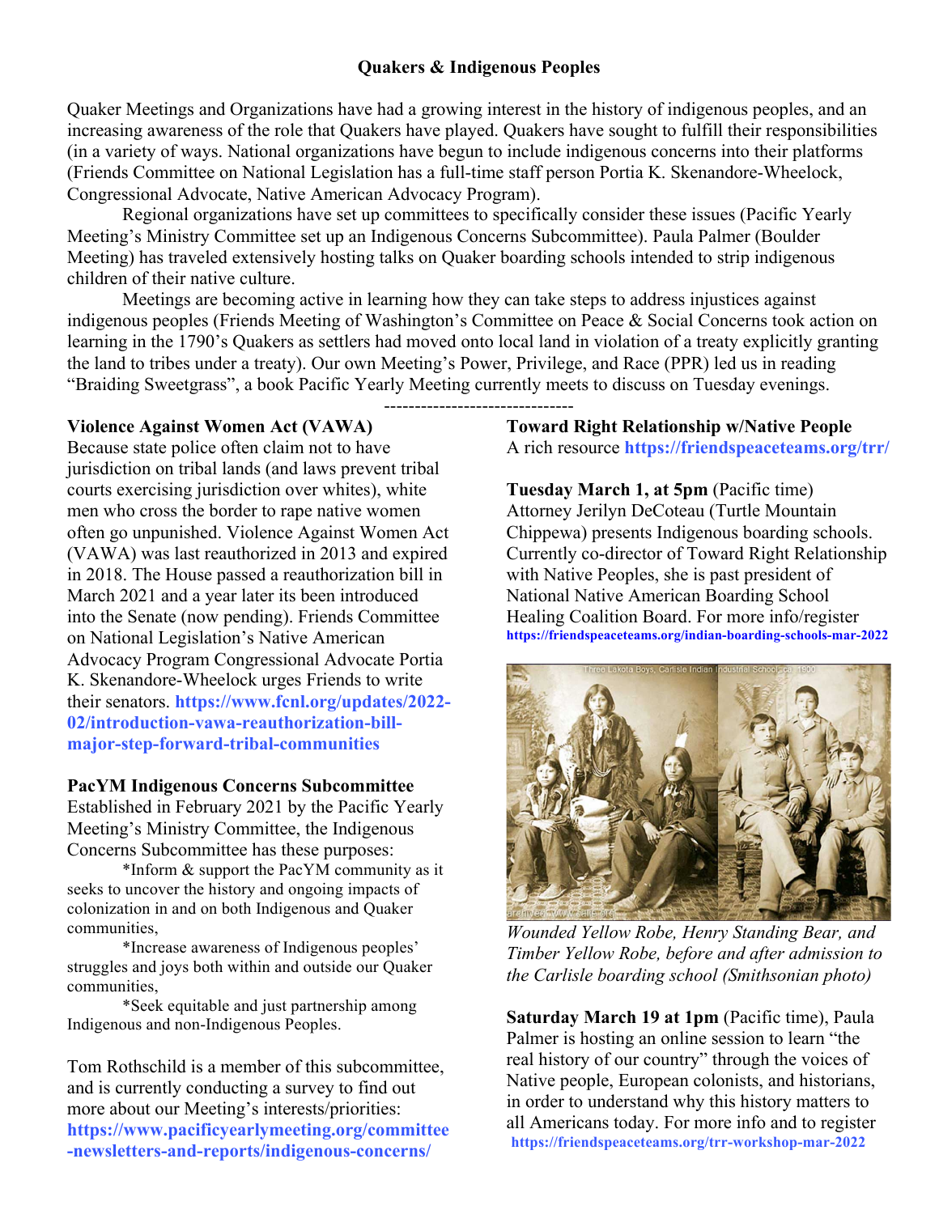## Quakers & Indigenous Peoples

Quaker Meetings and Organizations have had a growing interest in the history of indigenous peoples, and an increasing awareness of the role that Quakers have played. Quakers have sought to fulfill their responsibilities (in a variety of ways. National organizations have begun to include indigenous concerns into their platforms (Friends Committee on National Legislation has a full-time staff person Portia K. Skenandore-Wheelock, Congressional Advocate, Native American Advocacy Program).

Regional organizations have set up committees to specifically consider these issues (Pacific Yearly Meeting's Ministry Committee set up an Indigenous Concerns Subcommittee). Paula Palmer (Boulder Meeting) has traveled extensively hosting talks on Quaker boarding schools intended to strip indigenous children of their native culture.

Meetings are becoming active in learning how they can take steps to address injustices against indigenous peoples (Friends Meeting of Washington's Committee on Peace & Social Concerns took action on learning in the 1790's Quakers as settlers had moved onto local land in violation of a treaty explicitly granting the land to tribes under a treaty). Our own Meeting's Power, Privilege, and Race (PPR) led us in reading "Braiding Sweetgrass", a book Pacific Yearly Meeting currently meets to discuss on Tuesday evenings.

-------------------------------

**Violence Against Women Act (VAWA)**
Because state police often claim not to have jurisdiction on tribal lands (and laws prevent tribal courts exercising jurisdiction over whites), white men who cross the border to rape native women often go unpunished. Violence Against Women Act (VAWA) was last reauthorized in 2013 and expired in 2018. The House passed a reauthorization bill in March 2021 and a year later its been introduced into the Senate (now pending). Friends Committee on National Legislation's Native American Advocacy Program Congressional Advocate Portia K. Skenandore-Wheelock urges Friends to write their senators. **https://www.fcnl.org/updates/2022-02/introduction-vawa-reauthorization-bill-major-step-forward-tribal-communities**

**PacYM Indigenous Concerns Subcommittee**
Established in February 2021 by the Pacific Yearly Meeting's Ministry Committee, the Indigenous Concerns Subcommittee has these purposes:

*Inform & support the PacYM community as it seeks to uncover the history and ongoing impacts of colonization in and on both Indigenous and Quaker communities,

*Increase awareness of Indigenous peoples' struggles and joys both within and outside our Quaker communities,

*Seek equitable and just partnership among Indigenous and non-Indigenous Peoples.

Tom Rothschild is a member of this subcommittee, and is currently conducting a survey to find out more about our Meeting's interests/priorities: **https://www.pacificyearlymeeting.org/committee-newsletters-and-reports/indigenous-concerns/**

**Toward Right Relationship w/Native People**
A rich resource **https://friendspeaceteams.org/trr/**

**Tuesday March 1, at 5pm** (Pacific time) Attorney Jerilyn DeCoteau (Turtle Mountain Chippewa) presents Indigenous boarding schools. Currently co-director of Toward Right Relationship with Native Peoples, she is past president of National Native American Boarding School Healing Coalition Board. For more info/register **https://friendspeaceteams.org/indian-boarding-schools-mar-2022**

*Wounded Yellow Robe, Henry Standing Bear, and Timber Yellow Robe, before and after admission to the Carlisle boarding school (Smithsonian photo)*

**Saturday March 19 at 1pm** (Pacific time), Paula Palmer is hosting an online session to learn "the real history of our country" through the voices of Native people, European colonists, and historians, in order to understand why this history matters to all Americans today. For more info and to register **https://friendspeaceteams.org/trr-workshop-mar-2022**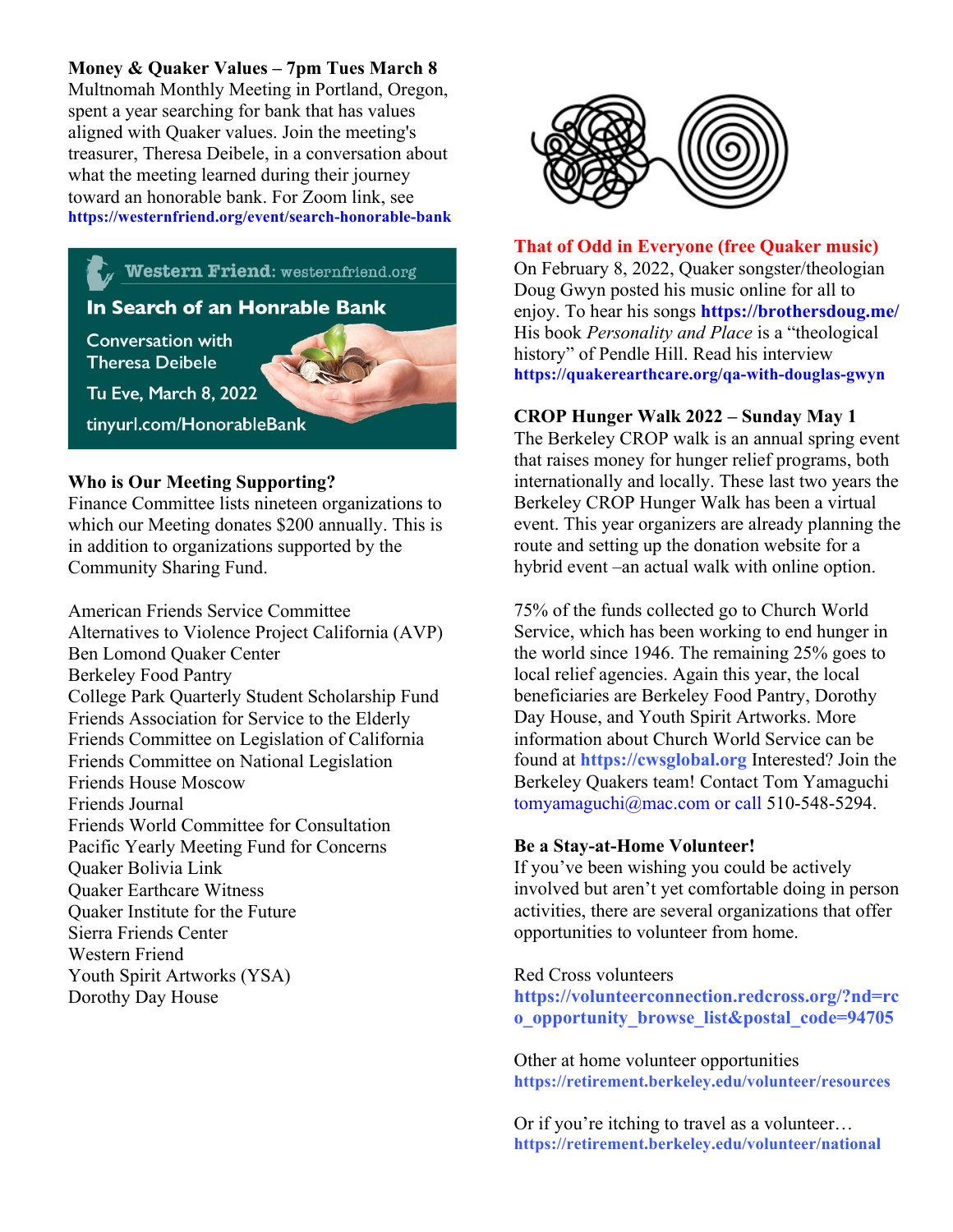**Money & Quaker Values – 7pm Tues March 8**

Multnomah Monthly Meeting in Portland, Oregon, spent a year searching for bank that has values aligned with Quaker values. Join the meeting's treasurer, Theresa Deibele, in a conversation about what the meeting learned during their journey toward an honorable bank. For Zoom link, see **https://westernfriend.org/event/search-honorable-bank**

Western Friend: westernfriend.org

In Search of an Honrable Bank

Conversation with Theresa Deibele

Tu Eve, March 8, 2022

tinyurl.com/HonorableBank

**Who is Our Meeting Supporting?**

Finance Committee lists nineteen organizations to which our Meeting donates $200 annually. This is in addition to organizations supported by the Community Sharing Fund.

American Friends Service Committee
Alternatives to Violence Project California (AVP)
Ben Lomond Quaker Center
Berkeley Food Pantry
College Park Quarterly Student Scholarship Fund
Friends Association for Service to the Elderly
Friends Committee on Legislation of California
Friends Committee on National Legislation
Friends House Moscow
Friends Journal
Friends World Committee for Consultation
Pacific Yearly Meeting Fund for Concerns
Quaker Bolivia Link
Quaker Earthcare Witness
Quaker Institute for the Future
Sierra Friends Center
Western Friend
Youth Spirit Artworks (YSA)
Dorothy Day House

**That of Odd in Everyone (free Quaker music)**

On February 8, 2022, Quaker songster/theologian Doug Gwyn posted his music online for all to enjoy. To hear his songs **https://brothersdoug.me/** His book *Personality and Place* is a "theological history" of Pendle Hill. Read his interview **https://quakerearthcare.org/qa-with-douglas-gwyn**

**CROP Hunger Walk 2022 – Sunday May 1**

The Berkeley CROP walk is an annual spring event that raises money for hunger relief programs, both internationally and locally. These last two years the Berkeley CROP Hunger Walk has been a virtual event. This year organizers are already planning the route and setting up the donation website for a hybrid event –an actual walk with online option.

75% of the funds collected go to Church World Service, which has been working to end hunger in the world since 1946. The remaining 25% goes to local relief agencies. Again this year, the local beneficiaries are Berkeley Food Pantry, Dorothy Day House, and Youth Spirit Artworks. More information about Church World Service can be found at **https://cwsglobal.org** Interested? Join the Berkeley Quakers team! Contact Tom Yamaguchi tomyamaguchi@mac.com or call 510-548-5294.

**Be a Stay-at-Home Volunteer!**

If you've been wishing you could be actively involved but aren't yet comfortable doing in person activities, there are several organizations that offer opportunities to volunteer from home.

Red Cross volunteers
**https://volunteerconnection.redcross.org/?nd=rco_opportunity_browse_list&postal_code=94705**

Other at home volunteer opportunities
**https://retirement.berkeley.edu/volunteer/resources**

Or if you're itching to travel as a volunteer…
**https://retirement.berkeley.edu/volunteer/national**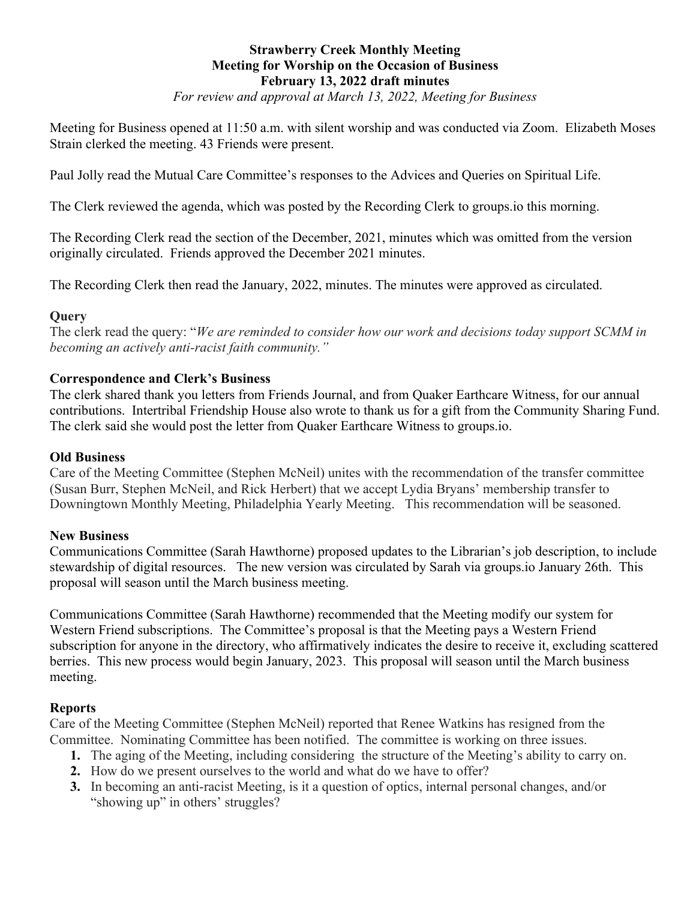**Strawberry Creek Monthly Meeting**
**Meeting for Worship on the Occasion of Business**
**February 13, 2022 draft minutes**
*For review and approval at March 13, 2022, Meeting for Business*

Meeting for Business opened at 11:50 a.m. with silent worship and was conducted via Zoom. Elizabeth Moses Strain clerked the meeting. 43 Friends were present.

Paul Jolly read the Mutual Care Committee's responses to the Advices and Queries on Spiritual Life.

The Clerk reviewed the agenda, which was posted by the Recording Clerk to groups.io this morning.

The Recording Clerk read the section of the December, 2021, minutes which was omitted from the version originally circulated. Friends approved the December 2021 minutes.

The Recording Clerk then read the January, 2022, minutes. The minutes were approved as circulated.

**Query**
The clerk read the query: "*We are reminded to consider how our work and decisions today support SCMM in becoming an actively anti-racist faith community.*"

**Correspondence and Clerk's Business**
The clerk shared thank you letters from Friends Journal, and from Quaker Earthcare Witness, for our annual contributions. Intertribal Friendship House also wrote to thank us for a gift from the Community Sharing Fund. The clerk said she would post the letter from Quaker Earthcare Witness to groups.io.

**Old Business**
Care of the Meeting Committee (Stephen McNeil) unites with the recommendation of the transfer committee (Susan Burr, Stephen McNeil, and Rick Herbert) that we accept Lydia Bryans' membership transfer to Downingtown Monthly Meeting, Philadelphia Yearly Meeting. This recommendation will be seasoned.

**New Business**
Communications Committee (Sarah Hawthorne) proposed updates to the Librarian's job description, to include stewardship of digital resources. The new version was circulated by Sarah via groups.io January 26th. This proposal will season until the March business meeting.

Communications Committee (Sarah Hawthorne) recommended that the Meeting modify our system for Western Friend subscriptions. The Committee's proposal is that the Meeting pays a Western Friend subscription for anyone in the directory, who affirmatively indicates the desire to receive it, excluding scattered berries. This new process would begin January, 2023. This proposal will season until the March business meeting.

**Reports**
Care of the Meeting Committee (Stephen McNeil) reported that Renee Watkins has resigned from the Committee. Nominating Committee has been notified. The committee is working on three issues.

1. The aging of the Meeting, including considering the structure of the Meeting's ability to carry on.
2. How do we present ourselves to the world and what do we have to offer?
3. In becoming an anti-racist Meeting, is it a question of optics, internal personal changes, and/or "showing up" in others' struggles?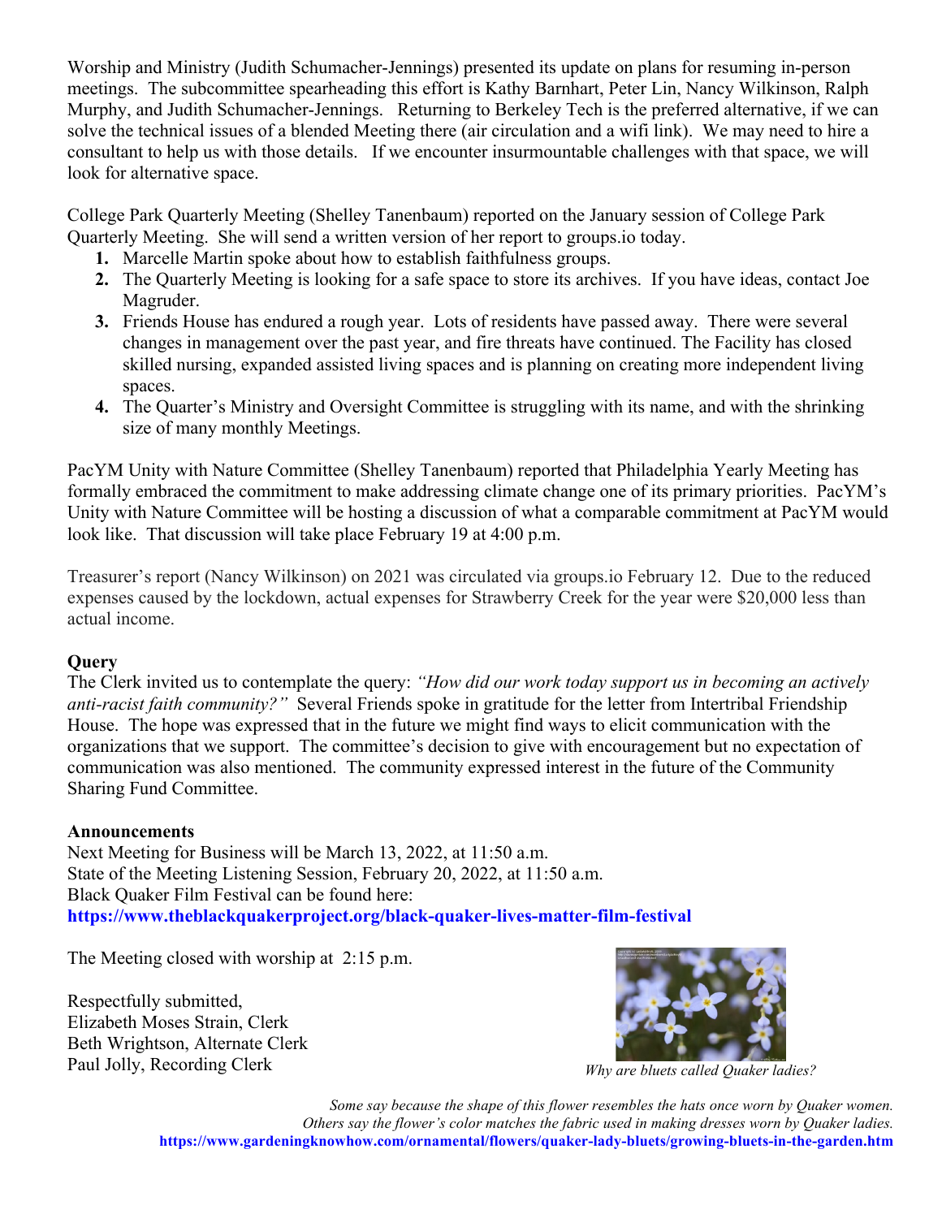Worship and Ministry (Judith Schumacher-Jennings) presented its update on plans for resuming in-person meetings. The subcommittee spearheading this effort is Kathy Barnhart, Peter Lin, Nancy Wilkinson, Ralph Murphy, and Judith Schumacher-Jennings. Returning to Berkeley Tech is the preferred alternative, if we can solve the technical issues of a blended Meeting there (air circulation and a wifi link). We may need to hire a consultant to help us with those details. If we encounter insurmountable challenges with that space, we will look for alternative space.

College Park Quarterly Meeting (Shelley Tanenbaum) reported on the January session of College Park Quarterly Meeting. She will send a written version of her report to groups.io today.

1. Marcelle Martin spoke about how to establish faithfulness groups.
2. The Quarterly Meeting is looking for a safe space to store its archives. If you have ideas, contact Joe Magruder.
3. Friends House has endured a rough year. Lots of residents have passed away. There were several changes in management over the past year, and fire threats have continued. The Facility has closed skilled nursing, expanded assisted living spaces and is planning on creating more independent living spaces.
4. The Quarter's Ministry and Oversight Committee is struggling with its name, and with the shrinking size of many monthly Meetings.

PacYM Unity with Nature Committee (Shelley Tanenbaum) reported that Philadelphia Yearly Meeting has formally embraced the commitment to make addressing climate change one of its primary priorities. PacYM's Unity with Nature Committee will be hosting a discussion of what a comparable commitment at PacYM would look like. That discussion will take place February 19 at 4:00 p.m.

Treasurer's report (Nancy Wilkinson) on 2021 was circulated via groups.io February 12. Due to the reduced expenses caused by the lockdown, actual expenses for Strawberry Creek for the year were $20,000 less than actual income.

**Query**

The Clerk invited us to contemplate the query: *"How did our work today support us in becoming an actively anti-racist faith community?"* Several Friends spoke in gratitude for the letter from Intertribal Friendship House. The hope was expressed that in the future we might find ways to elicit communication with the organizations that we support. The committee's decision to give with encouragement but no expectation of communication was also mentioned. The community expressed interest in the future of the Community Sharing Fund Committee.

**Announcements**

Next Meeting for Business will be March 13, 2022, at 11:50 a.m.
State of the Meeting Listening Session, February 20, 2022, at 11:50 a.m.
Black Quaker Film Festival can be found here:
**https://www.theblackquakerproject.org/black-quaker-lives-matter-film-festival**

The Meeting closed with worship at 2:15 p.m.

Respectfully submitted,
Elizabeth Moses Strain, Clerk
Beth Wrightson, Alternate Clerk
Paul Jolly, Recording Clerk

*Why are bluets called Quaker ladies?*

*Some say because the shape of this flower resembles the hats once worn by Quaker women. Others say the flower's color matches the fabric used in making dresses worn by Quaker ladies.*
**https://www.gardeningknowhow.com/ornamental/flowers/quaker-lady-bluets/growing-bluets-in-the-garden.htm**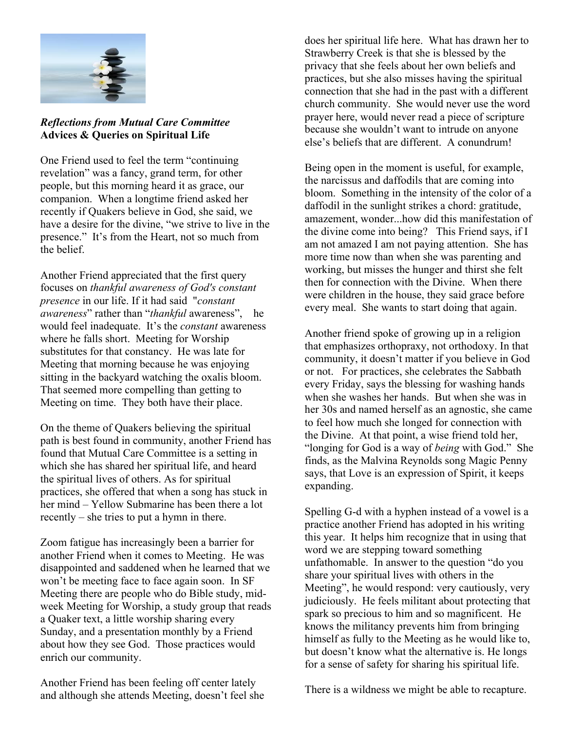***Reflections from Mutual Care Committee***
**Advices & Queries on Spiritual Life**

One Friend used to feel the term "continuing revelation" was a fancy, grand term, for other people, but this morning heard it as grace, our companion. When a longtime friend asked her recently if Quakers believe in God, she said, we have a desire for the divine, "we strive to live in the presence." It's from the Heart, not so much from the belief.

Another Friend appreciated that the first query focuses on *thankful awareness of God's constant presence* in our life. If it had said "*constant awareness*" rather than "*thankful* awareness", he would feel inadequate. It's the *constant* awareness where he falls short. Meeting for Worship substitutes for that constancy. He was late for Meeting that morning because he was enjoying sitting in the backyard watching the oxalis bloom. That seemed more compelling than getting to Meeting on time. They both have their place.

On the theme of Quakers believing the spiritual path is best found in community, another Friend has found that Mutual Care Committee is a setting in which she has shared her spiritual life, and heard the spiritual lives of others. As for spiritual practices, she offered that when a song has stuck in her mind – Yellow Submarine has been there a lot recently – she tries to put a hymn in there.

Zoom fatigue has increasingly been a barrier for another Friend when it comes to Meeting. He was disappointed and saddened when he learned that we won't be meeting face to face again soon. In SF Meeting there are people who do Bible study, mid-week Meeting for Worship, a study group that reads a Quaker text, a little worship sharing every Sunday, and a presentation monthly by a Friend about how they see God. Those practices would enrich our community.

Another Friend has been feeling off center lately and although she attends Meeting, doesn't feel she does her spiritual life here. What has drawn her to Strawberry Creek is that she is blessed by the privacy that she feels about her own beliefs and practices, but she also misses having the spiritual connection that she had in the past with a different church community. She would never use the word prayer here, would never read a piece of scripture because she wouldn't want to intrude on anyone else's beliefs that are different. A conundrum!

Being open in the moment is useful, for example, the narcissus and daffodils that are coming into bloom. Something in the intensity of the color of a daffodil in the sunlight strikes a chord: gratitude, amazement, wonder...how did this manifestation of the divine come into being? This Friend says, if I am not amazed I am not paying attention. She has more time now than when she was parenting and working, but misses the hunger and thirst she felt then for connection with the Divine. When there were children in the house, they said grace before every meal. She wants to start doing that again.

Another friend spoke of growing up in a religion that emphasizes orthopraxy, not orthodoxy. In that community, it doesn't matter if you believe in God or not. For practices, she celebrates the Sabbath every Friday, says the blessing for washing hands when she washes her hands. But when she was in her 30s and named herself as an agnostic, she came to feel how much she longed for connection with the Divine. At that point, a wise friend told her, "longing for God is a way of *being* with God." She finds, as the Malvina Reynolds song Magic Penny says, that Love is an expression of Spirit, it keeps expanding.

Spelling G-d with a hyphen instead of a vowel is a practice another Friend has adopted in his writing this year. It helps him recognize that in using that word we are stepping toward something unfathomable. In answer to the question "do you share your spiritual lives with others in the Meeting", he would respond: very cautiously, very judiciously. He feels militant about protecting that spark so precious to him and so magnificent. He knows the militancy prevents him from bringing himself as fully to the Meeting as he would like to, but doesn't know what the alternative is. He longs for a sense of safety for sharing his spiritual life.

There is a wildness we might be able to recapture.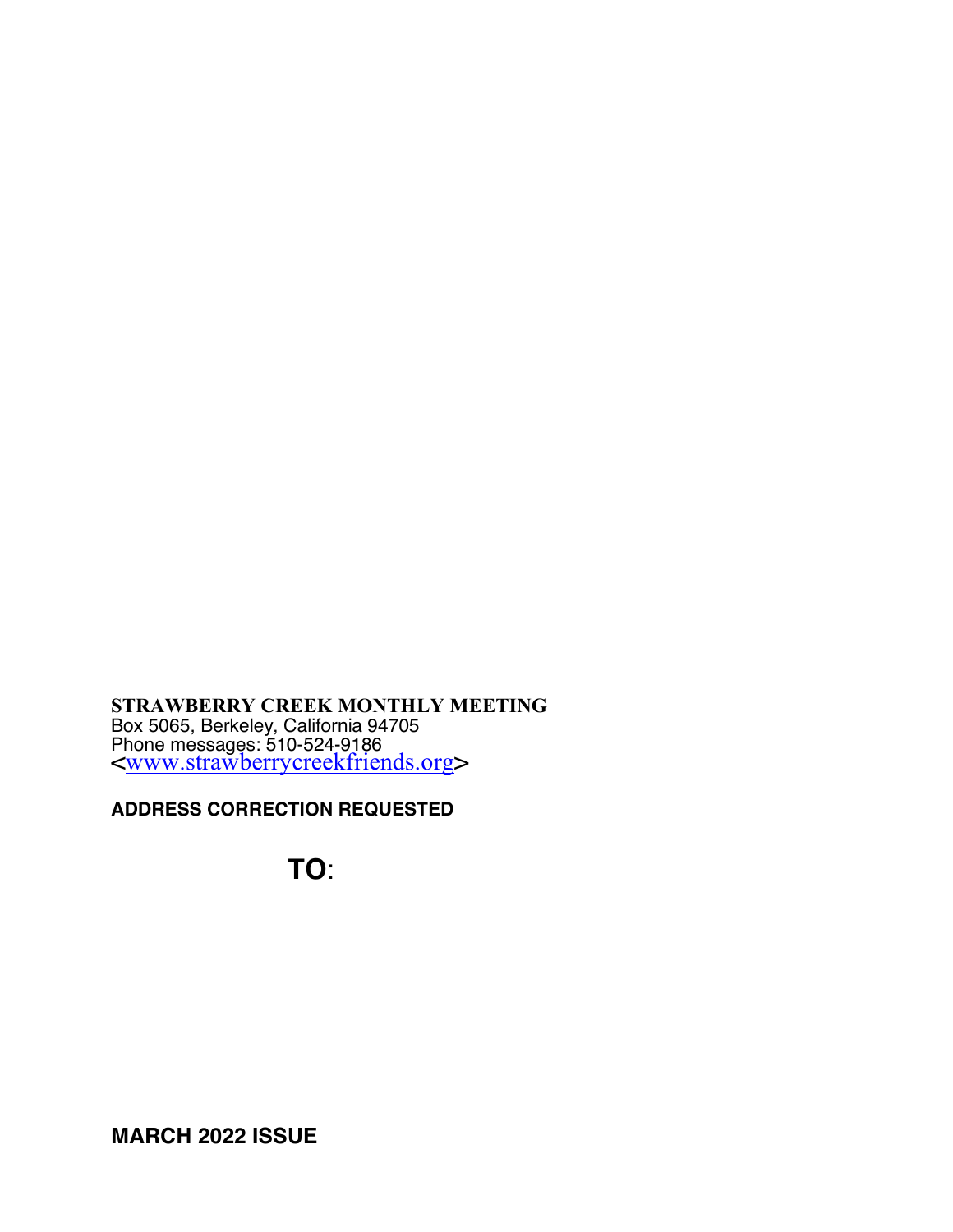**STRAWBERRY CREEK MONTHLY MEETING**
Box 5065, Berkeley, California 94705
Phone messages: 510-524-9186
<www.strawberrycreekfriends.org>

**ADDRESS CORRECTION REQUESTED**

**TO**:

**MARCH 2022 ISSUE**